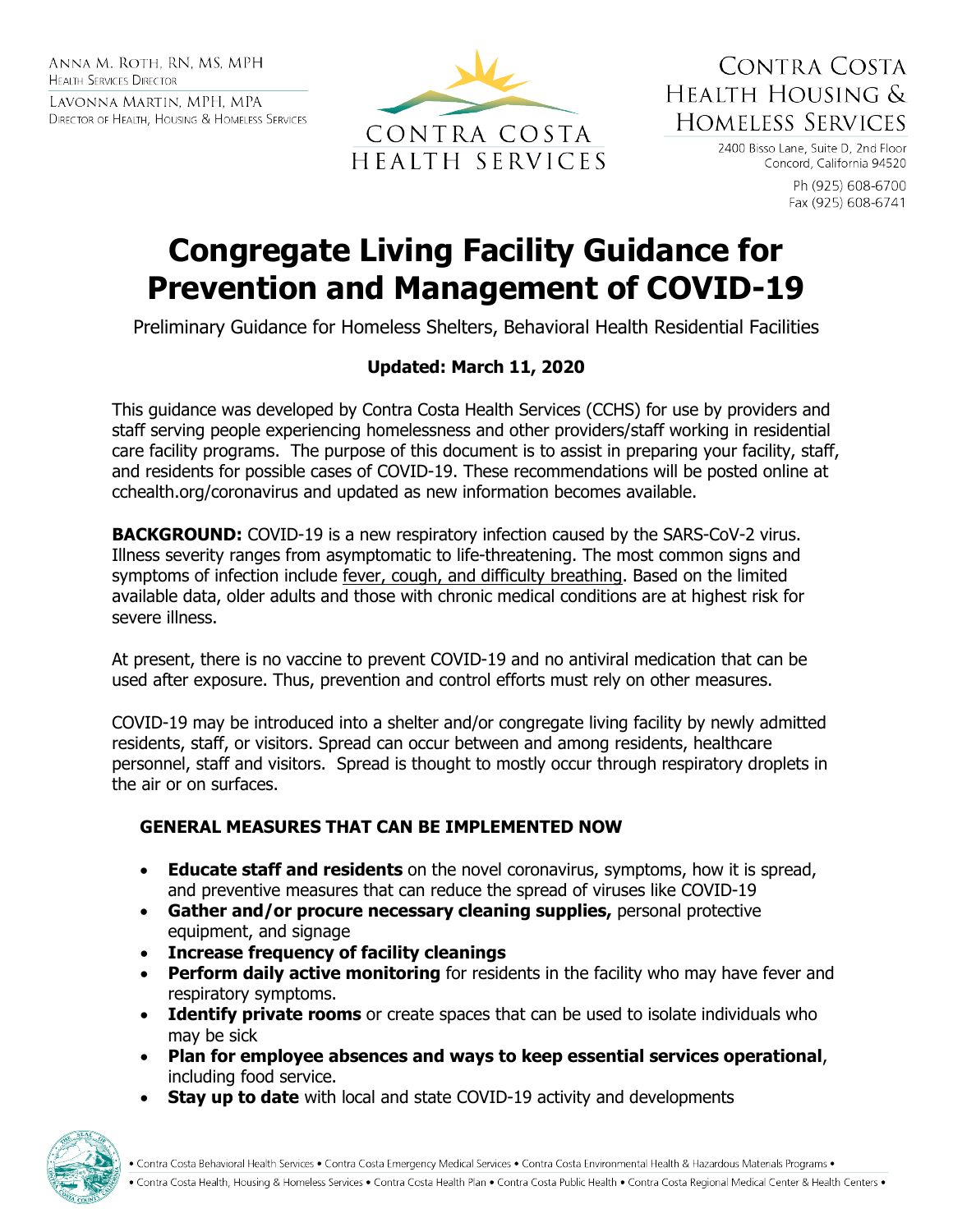ANNA M. ROTH, RN, MS, MPH
HEALTH SERVICES DIRECTOR

LAVONNA MARTIN, MPH, MPA
DIRECTOR OF HEALTH, HOUSING & HOMELESS SERVICES

CONTRA COSTA HEALTH SERVICES

CONTRA COSTA HEALTH HOUSING & HOMELESS SERVICES

2400 Bisso Lane, Suite D, 2nd Floor
Concord, California 94520

Ph (925) 608-6700
Fax (925) 608-6741

# Congregate Living Facility Guidance for Prevention and Management of COVID-19

Preliminary Guidance for Homeless Shelters, Behavioral Health Residential Facilities

**Updated: March 11, 2020**

This guidance was developed by Contra Costa Health Services (CCHS) for use by providers and staff serving people experiencing homelessness and other providers/staff working in residential care facility programs. The purpose of this document is to assist in preparing your facility, staff, and residents for possible cases of COVID-19. These recommendations will be posted online at cchealth.org/coronavirus and updated as new information becomes available.

**BACKGROUND:** COVID-19 is a new respiratory infection caused by the SARS-CoV-2 virus. Illness severity ranges from asymptomatic to life-threatening. The most common signs and symptoms of infection include fever, cough, and difficulty breathing. Based on the limited available data, older adults and those with chronic medical conditions are at highest risk for severe illness.

At present, there is no vaccine to prevent COVID-19 and no antiviral medication that can be used after exposure. Thus, prevention and control efforts must rely on other measures.

COVID-19 may be introduced into a shelter and/or congregate living facility by newly admitted residents, staff, or visitors. Spread can occur between and among residents, healthcare personnel, staff and visitors. Spread is thought to mostly occur through respiratory droplets in the air or on surfaces.

## GENERAL MEASURES THAT CAN BE IMPLEMENTED NOW

- **Educate staff and residents** on the novel coronavirus, symptoms, how it is spread, and preventive measures that can reduce the spread of viruses like COVID-19
- **Gather and/or procure necessary cleaning supplies,** personal protective equipment, and signage
- **Increase frequency of facility cleanings**
- **Perform daily active monitoring** for residents in the facility who may have fever and respiratory symptoms.
- **Identify private rooms** or create spaces that can be used to isolate individuals who may be sick
- **Plan for employee absences and ways to keep essential services operational**, including food service.
- **Stay up to date** with local and state COVID-19 activity and developments

• Contra Costa Behavioral Health Services • Contra Costa Emergency Medical Services • Contra Costa Environmental Health & Hazardous Materials Programs •
• Contra Costa Health, Housing & Homeless Services • Contra Costa Health Plan • Contra Costa Public Health • Contra Costa Regional Medical Center & Health Centers •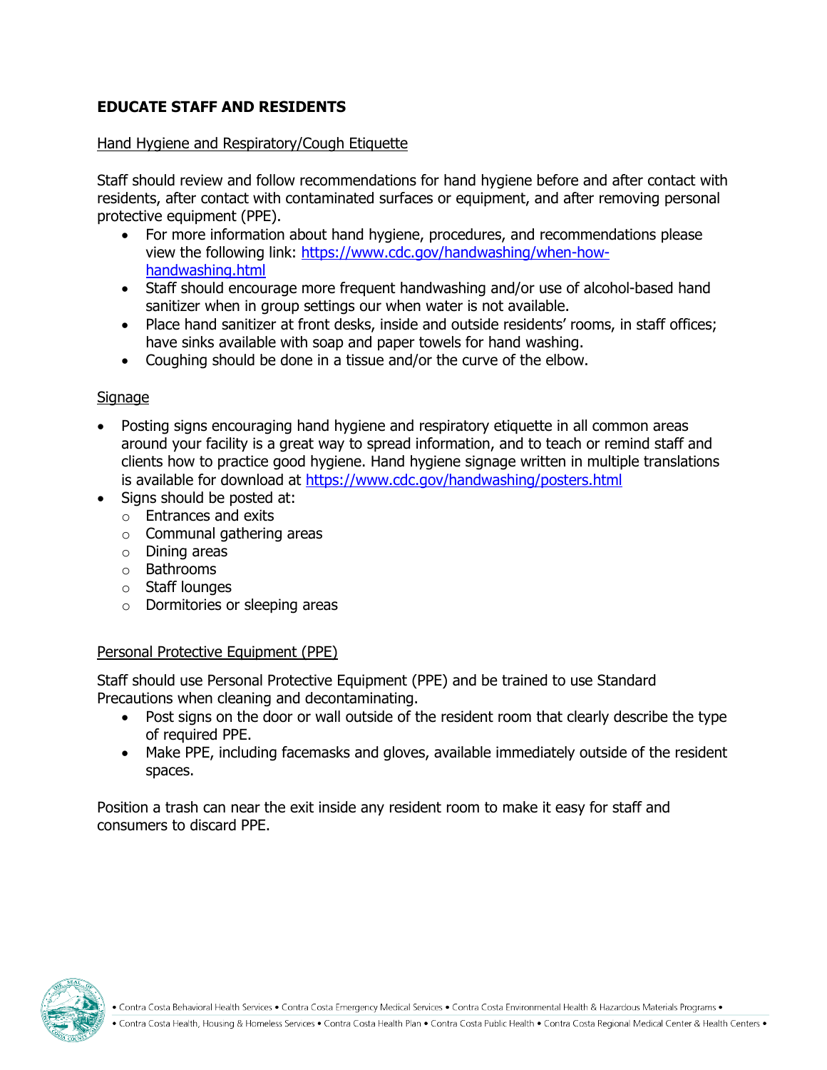## EDUCATE STAFF AND RESIDENTS

### Hand Hygiene and Respiratory/Cough Etiquette

Staff should review and follow recommendations for hand hygiene before and after contact with residents, after contact with contaminated surfaces or equipment, and after removing personal protective equipment (PPE).

- For more information about hand hygiene, procedures, and recommendations please view the following link: https://www.cdc.gov/handwashing/when-how-handwashing.html
- Staff should encourage more frequent handwashing and/or use of alcohol-based hand sanitizer when in group settings our when water is not available.
- Place hand sanitizer at front desks, inside and outside residents' rooms, in staff offices; have sinks available with soap and paper towels for hand washing.
- Coughing should be done in a tissue and/or the curve of the elbow.

### Signage

- Posting signs encouraging hand hygiene and respiratory etiquette in all common areas around your facility is a great way to spread information, and to teach or remind staff and clients how to practice good hygiene. Hand hygiene signage written in multiple translations is available for download at https://www.cdc.gov/handwashing/posters.html
- Signs should be posted at:
  - Entrances and exits
  - Communal gathering areas
  - Dining areas
  - Bathrooms
  - Staff lounges
  - Dormitories or sleeping areas

### Personal Protective Equipment (PPE)

Staff should use Personal Protective Equipment (PPE) and be trained to use Standard Precautions when cleaning and decontaminating.

- Post signs on the door or wall outside of the resident room that clearly describe the type of required PPE.
- Make PPE, including facemasks and gloves, available immediately outside of the resident spaces.

Position a trash can near the exit inside any resident room to make it easy for staff and consumers to discard PPE.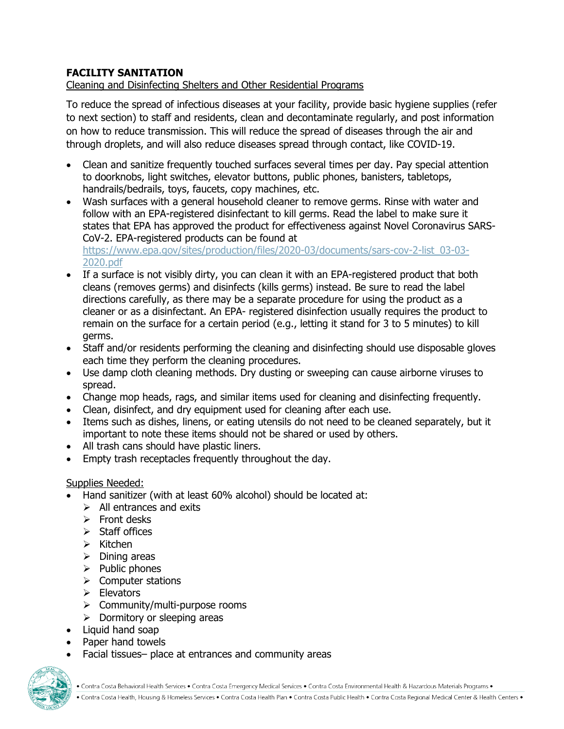**FACILITY SANITATION**

Cleaning and Disinfecting Shelters and Other Residential Programs

To reduce the spread of infectious diseases at your facility, provide basic hygiene supplies (refer to next section) to staff and residents, clean and decontaminate regularly, and post information on how to reduce transmission. This will reduce the spread of diseases through the air and through droplets, and will also reduce diseases spread through contact, like COVID-19.

- Clean and sanitize frequently touched surfaces several times per day. Pay special attention to doorknobs, light switches, elevator buttons, public phones, banisters, tabletops, handrails/bedrails, toys, faucets, copy machines, etc.
- Wash surfaces with a general household cleaner to remove germs. Rinse with water and follow with an EPA-registered disinfectant to kill germs. Read the label to make sure it states that EPA has approved the product for effectiveness against Novel Coronavirus SARS-CoV-2. EPA-registered products can be found at https://www.epa.gov/sites/production/files/2020-03/documents/sars-cov-2-list_03-03-2020.pdf
- If a surface is not visibly dirty, you can clean it with an EPA-registered product that both cleans (removes germs) and disinfects (kills germs) instead. Be sure to read the label directions carefully, as there may be a separate procedure for using the product as a cleaner or as a disinfectant. An EPA- registered disinfection usually requires the product to remain on the surface for a certain period (e.g., letting it stand for 3 to 5 minutes) to kill germs.
- Staff and/or residents performing the cleaning and disinfecting should use disposable gloves each time they perform the cleaning procedures.
- Use damp cloth cleaning methods. Dry dusting or sweeping can cause airborne viruses to spread.
- Change mop heads, rags, and similar items used for cleaning and disinfecting frequently.
- Clean, disinfect, and dry equipment used for cleaning after each use.
- Items such as dishes, linens, or eating utensils do not need to be cleaned separately, but it important to note these items should not be shared or used by others.
- All trash cans should have plastic liners.
- Empty trash receptacles frequently throughout the day.

Supplies Needed:

- Hand sanitizer (with at least 60% alcohol) should be located at:
  - All entrances and exits
  - Front desks
  - Staff offices
  - Kitchen
  - Dining areas
  - Public phones
  - Computer stations
  - Elevators
  - Community/multi-purpose rooms
  - Dormitory or sleeping areas
- Liquid hand soap
- Paper hand towels
- Facial tissues– place at entrances and community areas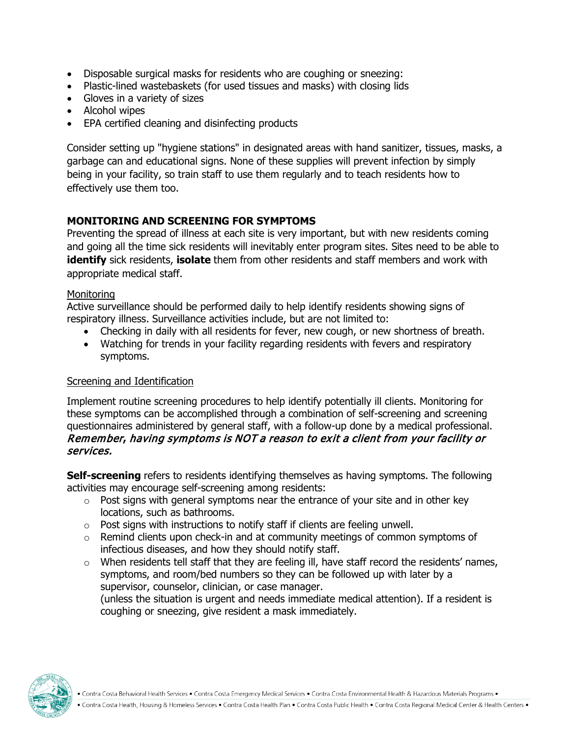- Disposable surgical masks for residents who are coughing or sneezing:
- Plastic-lined wastebaskets (for used tissues and masks) with closing lids
- Gloves in a variety of sizes
- Alcohol wipes
- EPA certified cleaning and disinfecting products

Consider setting up "hygiene stations" in designated areas with hand sanitizer, tissues, masks, a garbage can and educational signs. None of these supplies will prevent infection by simply being in your facility, so train staff to use them regularly and to teach residents how to effectively use them too.

## MONITORING AND SCREENING FOR SYMPTOMS

Preventing the spread of illness at each site is very important, but with new residents coming and going all the time sick residents will inevitably enter program sites. Sites need to be able to **identify** sick residents, **isolate** them from other residents and staff members and work with appropriate medical staff.

### Monitoring

Active surveillance should be performed daily to help identify residents showing signs of respiratory illness. Surveillance activities include, but are not limited to:

- Checking in daily with all residents for fever, new cough, or new shortness of breath.
- Watching for trends in your facility regarding residents with fevers and respiratory symptoms.

### Screening and Identification

Implement routine screening procedures to help identify potentially ill clients. Monitoring for these symptoms can be accomplished through a combination of self-screening and screening questionnaires administered by general staff, with a follow-up done by a medical professional. ***Remember, having symptoms is NOT a reason to exit a client from your facility or services.***

**Self-screening** refers to residents identifying themselves as having symptoms. The following activities may encourage self-screening among residents:

- Post signs with general symptoms near the entrance of your site and in other key locations, such as bathrooms.
- Post signs with instructions to notify staff if clients are feeling unwell.
- Remind clients upon check-in and at community meetings of common symptoms of infectious diseases, and how they should notify staff.
- When residents tell staff that they are feeling ill, have staff record the residents' names, symptoms, and room/bed numbers so they can be followed up with later by a supervisor, counselor, clinician, or case manager.
  (unless the situation is urgent and needs immediate medical attention). If a resident is coughing or sneezing, give resident a mask immediately.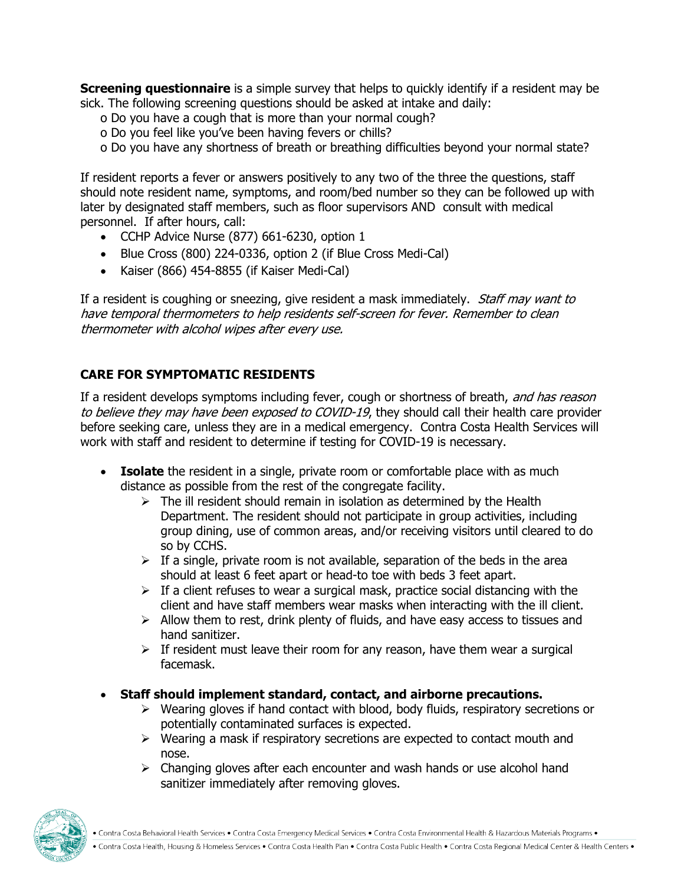**Screening questionnaire** is a simple survey that helps to quickly identify if a resident may be sick. The following screening questions should be asked at intake and daily:

- o Do you have a cough that is more than your normal cough?
- o Do you feel like you've been having fevers or chills?
- o Do you have any shortness of breath or breathing difficulties beyond your normal state?

If resident reports a fever or answers positively to any two of the three the questions, staff should note resident name, symptoms, and room/bed number so they can be followed up with later by designated staff members, such as floor supervisors AND consult with medical personnel. If after hours, call:

- CCHP Advice Nurse (877) 661-6230, option 1
- Blue Cross (800) 224-0336, option 2 (if Blue Cross Medi-Cal)
- Kaiser (866) 454-8855 (if Kaiser Medi-Cal)

If a resident is coughing or sneezing, give resident a mask immediately. *Staff may want to have temporal thermometers to help residents self-screen for fever. Remember to clean thermometer with alcohol wipes after every use.*

## CARE FOR SYMPTOMATIC RESIDENTS

If a resident develops symptoms including fever, cough or shortness of breath, *and has reason to believe they may have been exposed to COVID-19*, they should call their health care provider before seeking care, unless they are in a medical emergency. Contra Costa Health Services will work with staff and resident to determine if testing for COVID-19 is necessary.

- **Isolate** the resident in a single, private room or comfortable place with as much distance as possible from the rest of the congregate facility.
  - The ill resident should remain in isolation as determined by the Health Department. The resident should not participate in group activities, including group dining, use of common areas, and/or receiving visitors until cleared to do so by CCHS.
  - If a single, private room is not available, separation of the beds in the area should at least 6 feet apart or head-to toe with beds 3 feet apart.
  - If a client refuses to wear a surgical mask, practice social distancing with the client and have staff members wear masks when interacting with the ill client.
  - Allow them to rest, drink plenty of fluids, and have easy access to tissues and hand sanitizer.
  - If resident must leave their room for any reason, have them wear a surgical facemask.
- **Staff should implement standard, contact, and airborne precautions.**
  - Wearing gloves if hand contact with blood, body fluids, respiratory secretions or potentially contaminated surfaces is expected.
  - Wearing a mask if respiratory secretions are expected to contact mouth and nose.
  - Changing gloves after each encounter and wash hands or use alcohol hand sanitizer immediately after removing gloves.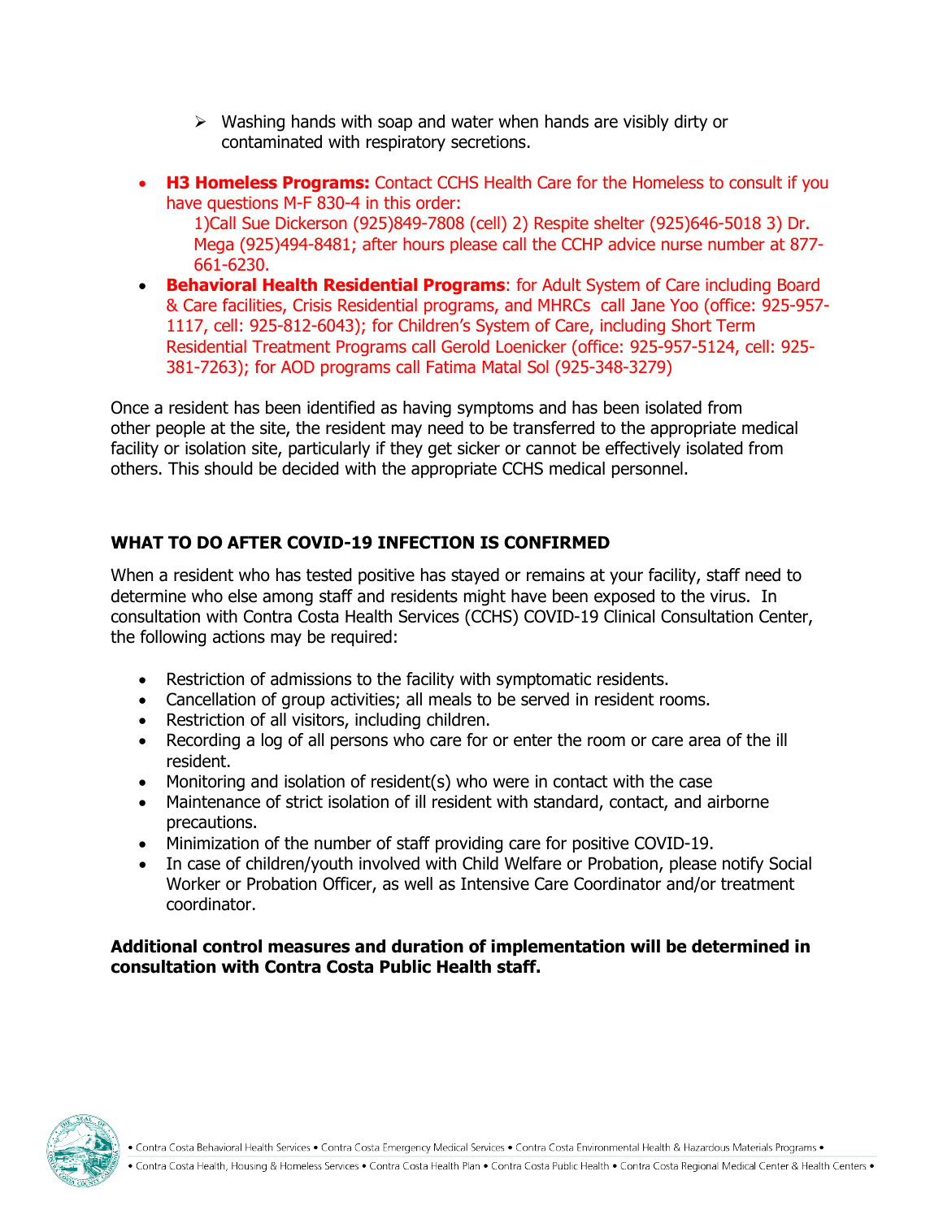- Washing hands with soap and water when hands are visibly dirty or contaminated with respiratory secretions.

- **H3 Homeless Programs:** Contact CCHS Health Care for the Homeless to consult if you have questions M-F 830-4 in this order:
  1)Call Sue Dickerson (925)849-7808 (cell) 2) Respite shelter (925)646-5018 3) Dr. Mega (925)494-8481; after hours please call the CCHP advice nurse number at 877-661-6230.
- **Behavioral Health Residential Programs**: for Adult System of Care including Board & Care facilities, Crisis Residential programs, and MHRCs call Jane Yoo (office: 925-957-1117, cell: 925-812-6043); for Children's System of Care, including Short Term Residential Treatment Programs call Gerold Loenicker (office: 925-957-5124, cell: 925-381-7263); for AOD programs call Fatima Matal Sol (925-348-3279)

Once a resident has been identified as having symptoms and has been isolated from other people at the site, the resident may need to be transferred to the appropriate medical facility or isolation site, particularly if they get sicker or cannot be effectively isolated from others. This should be decided with the appropriate CCHS medical personnel.

**WHAT TO DO AFTER COVID-19 INFECTION IS CONFIRMED**

When a resident who has tested positive has stayed or remains at your facility, staff need to determine who else among staff and residents might have been exposed to the virus. In consultation with Contra Costa Health Services (CCHS) COVID-19 Clinical Consultation Center, the following actions may be required:

- Restriction of admissions to the facility with symptomatic residents.
- Cancellation of group activities; all meals to be served in resident rooms.
- Restriction of all visitors, including children.
- Recording a log of all persons who care for or enter the room or care area of the ill resident.
- Monitoring and isolation of resident(s) who were in contact with the case
- Maintenance of strict isolation of ill resident with standard, contact, and airborne precautions.
- Minimization of the number of staff providing care for positive COVID-19.
- In case of children/youth involved with Child Welfare or Probation, please notify Social Worker or Probation Officer, as well as Intensive Care Coordinator and/or treatment coordinator.

**Additional control measures and duration of implementation will be determined in consultation with Contra Costa Public Health staff.**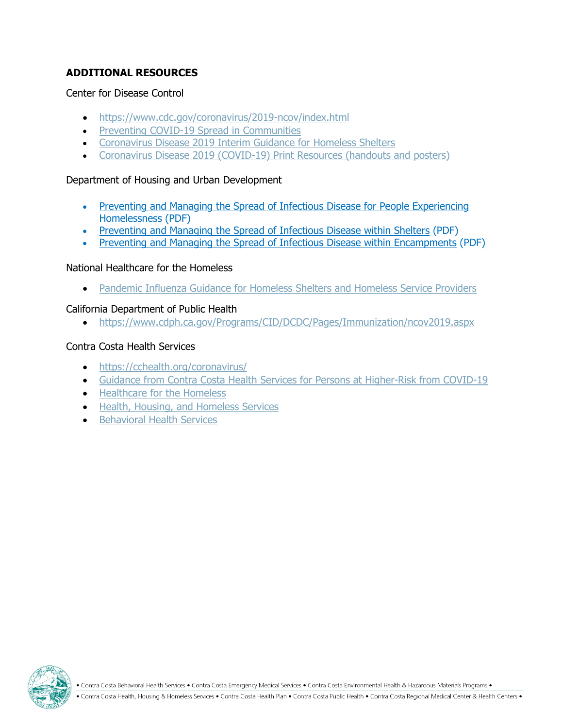## ADDITIONAL RESOURCES

Center for Disease Control

- https://www.cdc.gov/coronavirus/2019-ncov/index.html
- Preventing COVID-19 Spread in Communities
- Coronavirus Disease 2019 Interim Guidance for Homeless Shelters
- Coronavirus Disease 2019 (COVID-19) Print Resources (handouts and posters)

Department of Housing and Urban Development

- Preventing and Managing the Spread of Infectious Disease for People Experiencing Homelessness (PDF)
- Preventing and Managing the Spread of Infectious Disease within Shelters (PDF)
- Preventing and Managing the Spread of Infectious Disease within Encampments (PDF)

National Healthcare for the Homeless

- Pandemic Influenza Guidance for Homeless Shelters and Homeless Service Providers

California Department of Public Health

- https://www.cdph.ca.gov/Programs/CID/DCDC/Pages/Immunization/ncov2019.aspx

Contra Costa Health Services

- https://cchealth.org/coronavirus/
- Guidance from Contra Costa Health Services for Persons at Higher-Risk from COVID-19
- Healthcare for the Homeless
- Health, Housing, and Homeless Services
- Behavioral Health Services